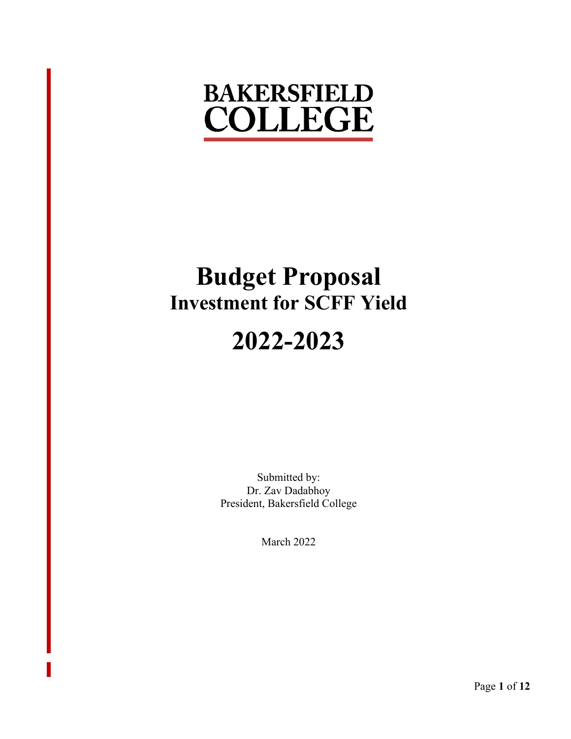# BAKERSFIELD COLLEGE

# Budget Proposal

## Investment for SCFF Yield

# 2022-2023

Submitted by:
Dr. Zav Dadabhoy
President, Bakersfield College

March 2022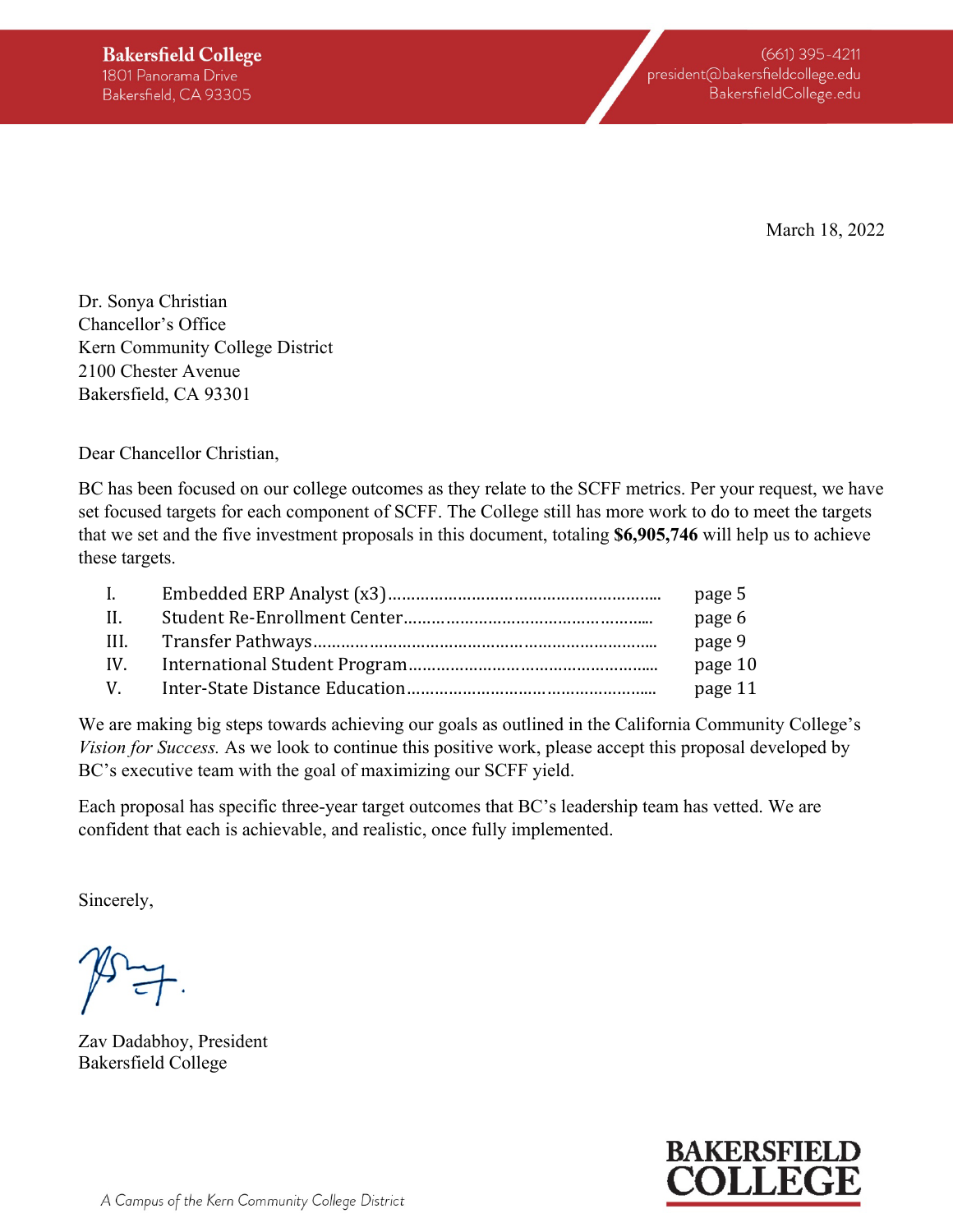**Bakersfield College**
1801 Panorama Drive
Bakersfield, CA 93305

(661) 395-4211
president@bakersfieldcollege.edu
BakersfieldCollege.edu

March 18, 2022

Dr. Sonya Christian
Chancellor's Office
Kern Community College District
2100 Chester Avenue
Bakersfield, CA 93301

Dear Chancellor Christian,

BC has been focused on our college outcomes as they relate to the SCFF metrics. Per your request, we have set focused targets for each component of SCFF. The College still has more work to do to meet the targets that we set and the five investment proposals in this document, totaling **$6,905,746** will help us to achieve these targets.

| | | |
|---|---|---|
| I. | Embedded ERP Analyst (x3) | page 5 |
| II. | Student Re-Enrollment Center | page 6 |
| III. | Transfer Pathways | page 9 |
| IV. | International Student Program | page 10 |
| V. | Inter-State Distance Education | page 11 |

We are making big steps towards achieving our goals as outlined in the California Community College's *Vision for Success.* As we look to continue this positive work, please accept this proposal developed by BC's executive team with the goal of maximizing our SCFF yield.

Each proposal has specific three-year target outcomes that BC's leadership team has vetted. We are confident that each is achievable, and realistic, once fully implemented.

Sincerely,

Zav Dadabhoy, President
Bakersfield College

A Campus of the Kern Community College District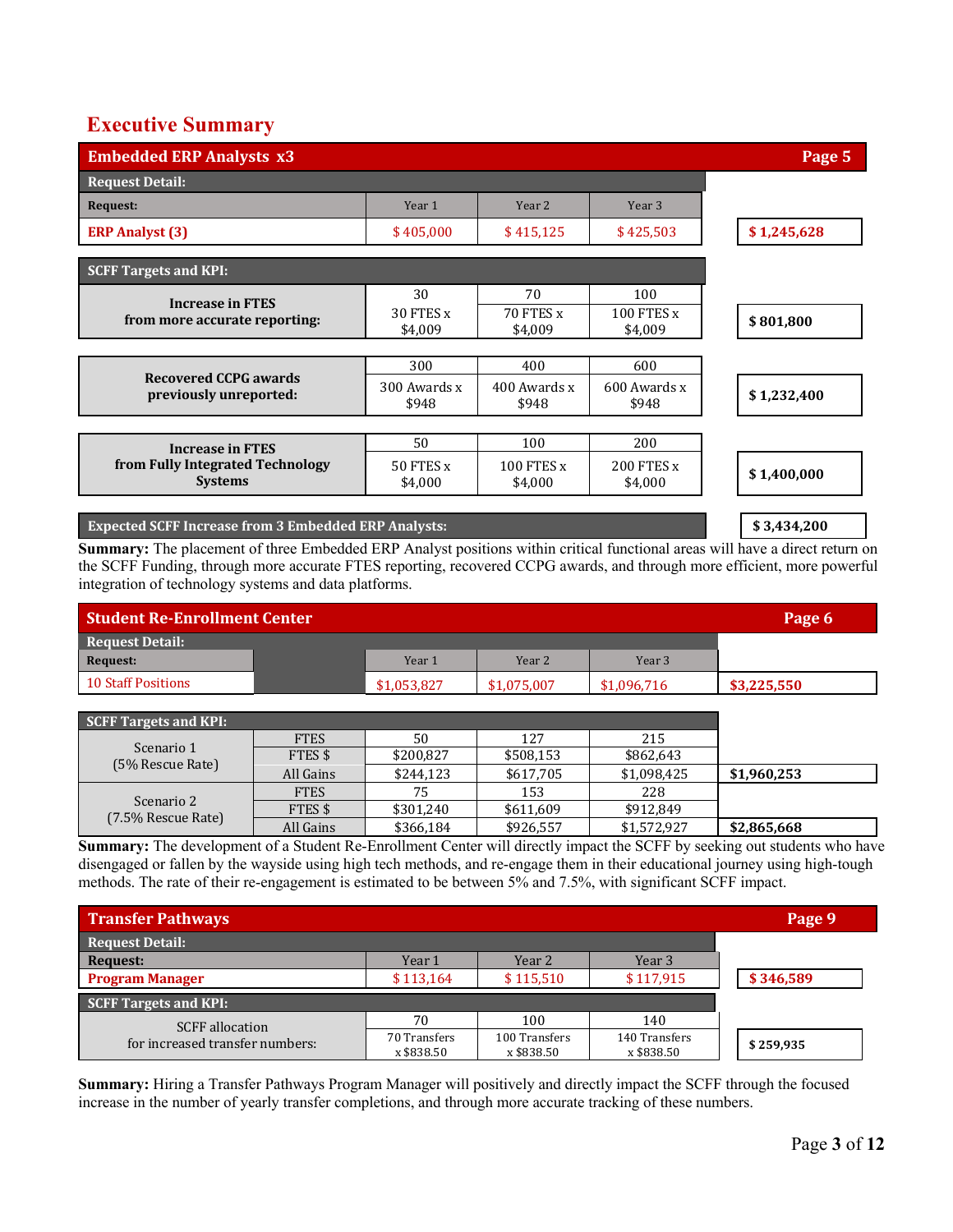# Executive Summary

## Embedded ERP Analysts x3 — Page 5

**Request Detail:**

| Request: | Year 1 | Year 2 | Year 3 | |
|---|---|---|---|---|
| **ERP Analyst (3)** | $ 405,000 | $ 415,125 | $ 425,503 | **$ 1,245,628** |

**SCFF Targets and KPI:**

| | Year 1 | Year 2 | Year 3 | |
|---|---|---|---|---|
| **Increase in FTES from more accurate reporting:** | 30<br>30 FTES x $4,009 | 70<br>70 FTES x $4,009 | 100<br>100 FTES x $4,009 | **$ 801,800** |
| **Recovered CCPG awards previously unreported:** | 300<br>300 Awards x $948 | 400<br>400 Awards x $948 | 600<br>600 Awards x $948 | **$ 1,232,400** |
| **Increase in FTES from Fully Integrated Technology Systems** | 50<br>50 FTES x $4,000 | 100<br>100 FTES x $4,000 | 200<br>200 FTES x $4,000 | **$ 1,400,000** |
| **Expected SCFF Increase from 3 Embedded ERP Analysts:** | | | | **$ 3,434,200** |

**Summary:** The placement of three Embedded ERP Analyst positions within critical functional areas will have a direct return on the SCFF Funding, through more accurate FTES reporting, recovered CCPG awards, and through more efficient, more powerful integration of technology systems and data platforms.

## Student Re-Enrollment Center — Page 6

**Request Detail:**

| Request: | Year 1 | Year 2 | Year 3 | |
|---|---|---|---|---|
| 10 Staff Positions | $1,053,827 | $1,075,007 | $1,096,716 | **$3,225,550** |

**SCFF Targets and KPI:**

| | | Year 1 | Year 2 | Year 3 | |
|---|---|---|---|---|---|
| Scenario 1 (5% Rescue Rate) | FTES | 50 | 127 | 215 | |
| | FTES $ | $200,827 | $508,153 | $862,643 | |
| | All Gains | $244,123 | $617,705 | $1,098,425 | **$1,960,253** |
| Scenario 2 (7.5% Rescue Rate) | FTES | 75 | 153 | 228 | |
| | FTES $ | $301,240 | $611,609 | $912,849 | |
| | All Gains | $366,184 | $926,557 | $1,572,927 | **$2,865,668** |

**Summary:** The development of a Student Re-Enrollment Center will directly impact the SCFF by seeking out students who have disengaged or fallen by the wayside using high tech methods, and re-engage them in their educational journey using high-tough methods. The rate of their re-engagement is estimated to be between 5% and 7.5%, with significant SCFF impact.

## Transfer Pathways — Page 9

**Request Detail:**

| Request: | Year 1 | Year 2 | Year 3 | |
|---|---|---|---|---|
| **Program Manager** | $ 113,164 | $ 115,510 | $ 117,915 | **$ 346,589** |

**SCFF Targets and KPI:**

| | Year 1 | Year 2 | Year 3 | |
|---|---|---|---|---|
| SCFF allocation for increased transfer numbers: | 70<br>70 Transfers x $838.50 | 100<br>100 Transfers x $838.50 | 140<br>140 Transfers x $838.50 | **$ 259,935** |

**Summary:** Hiring a Transfer Pathways Program Manager will positively and directly impact the SCFF through the focused increase in the number of yearly transfer completions, and through more accurate tracking of these numbers.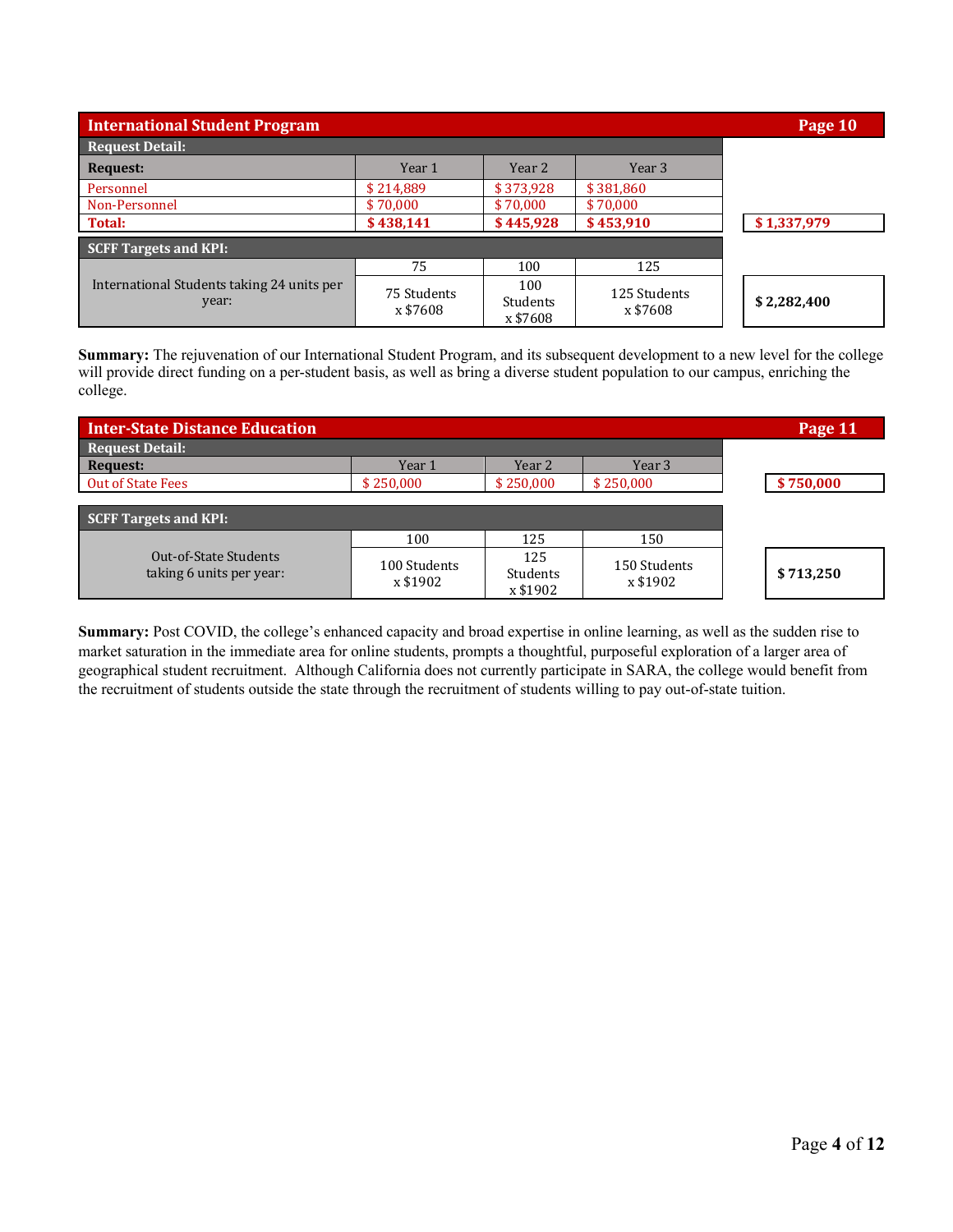## International Student Program

Page 10

**Request Detail:**

| Request: | Year 1 | Year 2 | Year 3 | |
|---|---|---|---|---|
| Personnel | $ 214,889 | $ 373,928 | $ 381,860 | |
| Non-Personnel | $ 70,000 | $ 70,000 | $ 70,000 | |
| **Total:** | **$ 438,141** | **$ 445,928** | **$ 453,910** | **$ 1,337,979** |

**SCFF Targets and KPI:**

| | | | | |
|---|---|---|---|---|
| International Students taking 24 units per year: | 75 | 100 | 125 | |
| | 75 Students x $7608 | 100 Students x $7608 | 125 Students x $7608 | **$ 2,282,400** |

**Summary:** The rejuvenation of our International Student Program, and its subsequent development to a new level for the college will provide direct funding on a per-student basis, as well as bring a diverse student population to our campus, enriching the college.

## Inter-State Distance Education

Page 11

**Request Detail:**

| Request: | Year 1 | Year 2 | Year 3 | |
|---|---|---|---|---|
| Out of State Fees | $ 250,000 | $ 250,000 | $ 250,000 | **$ 750,000** |

**SCFF Targets and KPI:**

| | | | | |
|---|---|---|---|---|
| Out-of-State Students taking 6 units per year: | 100 | 125 | 150 | |
| | 100 Students x $1902 | 125 Students x $1902 | 150 Students x $1902 | **$ 713,250** |

**Summary:** Post COVID, the college's enhanced capacity and broad expertise in online learning, as well as the sudden rise to market saturation in the immediate area for online students, prompts a thoughtful, purposeful exploration of a larger area of geographical student recruitment. Although California does not currently participate in SARA, the college would benefit from the recruitment of students outside the state through the recruitment of students willing to pay out-of-state tuition.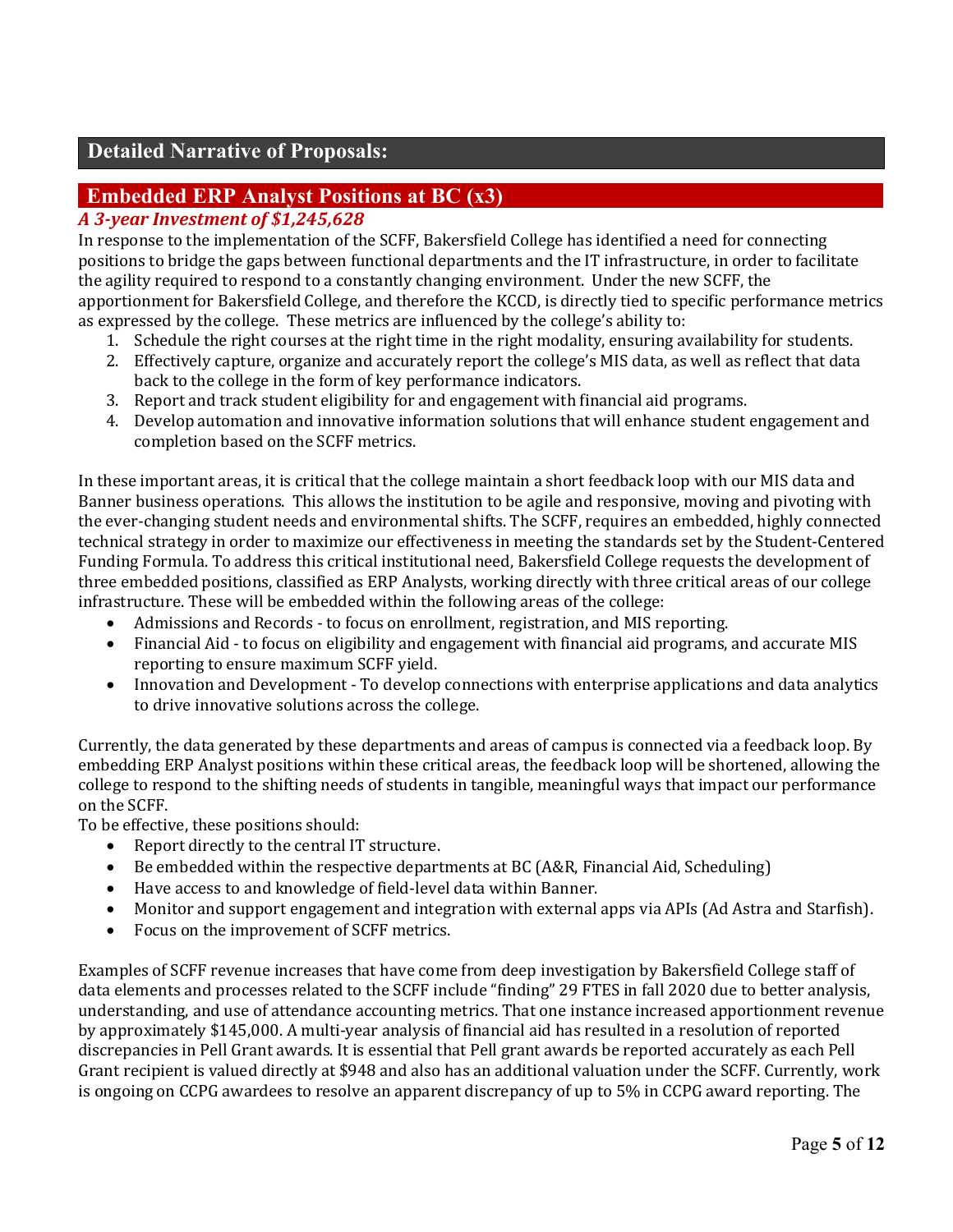## Detailed Narrative of Proposals:

### Embedded ERP Analyst Positions at BC (x3)

***A 3-year Investment of $1,245,628***

In response to the implementation of the SCFF, Bakersfield College has identified a need for connecting positions to bridge the gaps between functional departments and the IT infrastructure, in order to facilitate the agility required to respond to a constantly changing environment. Under the new SCFF, the apportionment for Bakersfield College, and therefore the KCCD, is directly tied to specific performance metrics as expressed by the college. These metrics are influenced by the college's ability to:

1. Schedule the right courses at the right time in the right modality, ensuring availability for students.
2. Effectively capture, organize and accurately report the college's MIS data, as well as reflect that data back to the college in the form of key performance indicators.
3. Report and track student eligibility for and engagement with financial aid programs.
4. Develop automation and innovative information solutions that will enhance student engagement and completion based on the SCFF metrics.

In these important areas, it is critical that the college maintain a short feedback loop with our MIS data and Banner business operations. This allows the institution to be agile and responsive, moving and pivoting with the ever-changing student needs and environmental shifts. The SCFF, requires an embedded, highly connected technical strategy in order to maximize our effectiveness in meeting the standards set by the Student-Centered Funding Formula. To address this critical institutional need, Bakersfield College requests the development of three embedded positions, classified as ERP Analysts, working directly with three critical areas of our college infrastructure. These will be embedded within the following areas of the college:

- Admissions and Records - to focus on enrollment, registration, and MIS reporting.
- Financial Aid - to focus on eligibility and engagement with financial aid programs, and accurate MIS reporting to ensure maximum SCFF yield.
- Innovation and Development - To develop connections with enterprise applications and data analytics to drive innovative solutions across the college.

Currently, the data generated by these departments and areas of campus is connected via a feedback loop. By embedding ERP Analyst positions within these critical areas, the feedback loop will be shortened, allowing the college to respond to the shifting needs of students in tangible, meaningful ways that impact our performance on the SCFF.

To be effective, these positions should:

- Report directly to the central IT structure.
- Be embedded within the respective departments at BC (A&R, Financial Aid, Scheduling)
- Have access to and knowledge of field-level data within Banner.
- Monitor and support engagement and integration with external apps via APIs (Ad Astra and Starfish).
- Focus on the improvement of SCFF metrics.

Examples of SCFF revenue increases that have come from deep investigation by Bakersfield College staff of data elements and processes related to the SCFF include "finding" 29 FTES in fall 2020 due to better analysis, understanding, and use of attendance accounting metrics. That one instance increased apportionment revenue by approximately $145,000. A multi-year analysis of financial aid has resulted in a resolution of reported discrepancies in Pell Grant awards. It is essential that Pell grant awards be reported accurately as each Pell Grant recipient is valued directly at $948 and also has an additional valuation under the SCFF. Currently, work is ongoing on CCPG awardees to resolve an apparent discrepancy of up to 5% in CCPG award reporting. The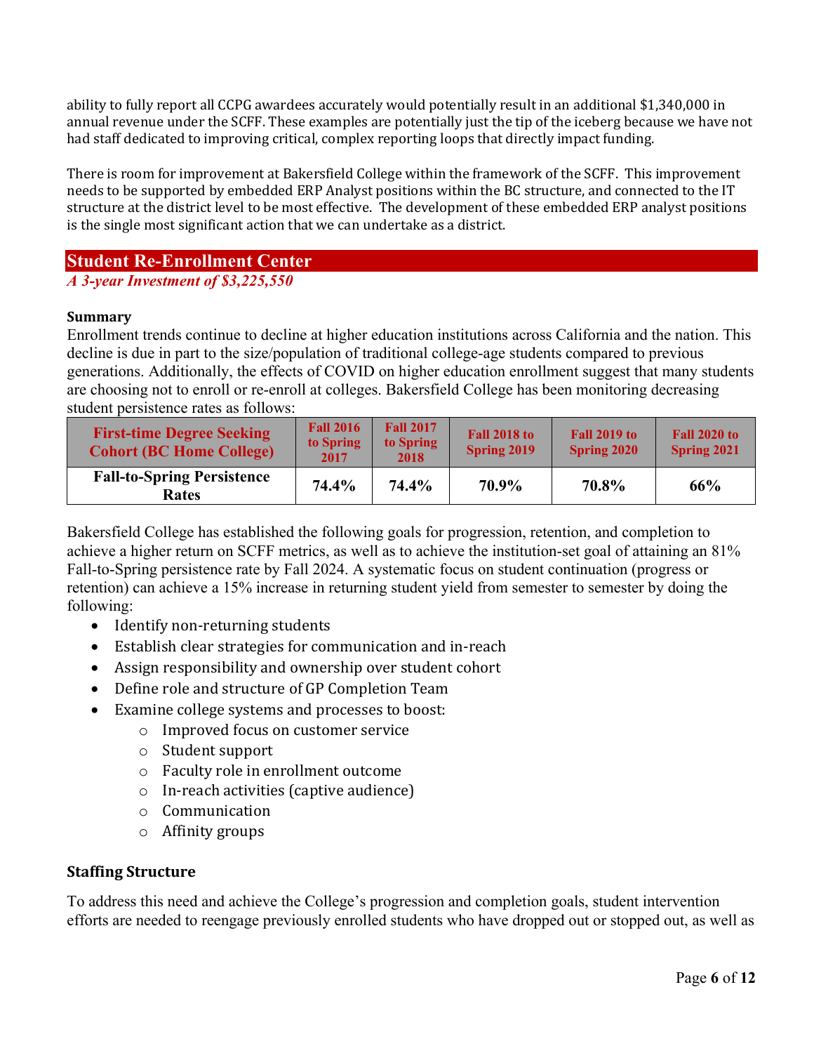ability to fully report all CCPG awardees accurately would potentially result in an additional $1,340,000 in annual revenue under the SCFF. These examples are potentially just the tip of the iceberg because we have not had staff dedicated to improving critical, complex reporting loops that directly impact funding.

There is room for improvement at Bakersfield College within the framework of the SCFF. This improvement needs to be supported by embedded ERP Analyst positions within the BC structure, and connected to the IT structure at the district level to be most effective. The development of these embedded ERP analyst positions is the single most significant action that we can undertake as a district.

## Student Re-Enrollment Center

***A 3-year Investment of $3,225,550***

### Summary

Enrollment trends continue to decline at higher education institutions across California and the nation. This decline is due in part to the size/population of traditional college-age students compared to previous generations. Additionally, the effects of COVID on higher education enrollment suggest that many students are choosing not to enroll or re-enroll at colleges. Bakersfield College has been monitoring decreasing student persistence rates as follows:

| First-time Degree Seeking Cohort (BC Home College) | Fall 2016 to Spring 2017 | Fall 2017 to Spring 2018 | Fall 2018 to Spring 2019 | Fall 2019 to Spring 2020 | Fall 2020 to Spring 2021 |
|---|---|---|---|---|---|
| **Fall-to-Spring Persistence Rates** | **74.4%** | **74.4%** | **70.9%** | **70.8%** | **66%** |

Bakersfield College has established the following goals for progression, retention, and completion to achieve a higher return on SCFF metrics, as well as to achieve the institution-set goal of attaining an 81% Fall-to-Spring persistence rate by Fall 2024. A systematic focus on student continuation (progress or retention) can achieve a 15% increase in returning student yield from semester to semester by doing the following:

- Identify non-returning students
- Establish clear strategies for communication and in-reach
- Assign responsibility and ownership over student cohort
- Define role and structure of GP Completion Team
- Examine college systems and processes to boost:
  - Improved focus on customer service
  - Student support
  - Faculty role in enrollment outcome
  - In-reach activities (captive audience)
  - Communication
  - Affinity groups

### Staffing Structure

To address this need and achieve the College's progression and completion goals, student intervention efforts are needed to reengage previously enrolled students who have dropped out or stopped out, as well as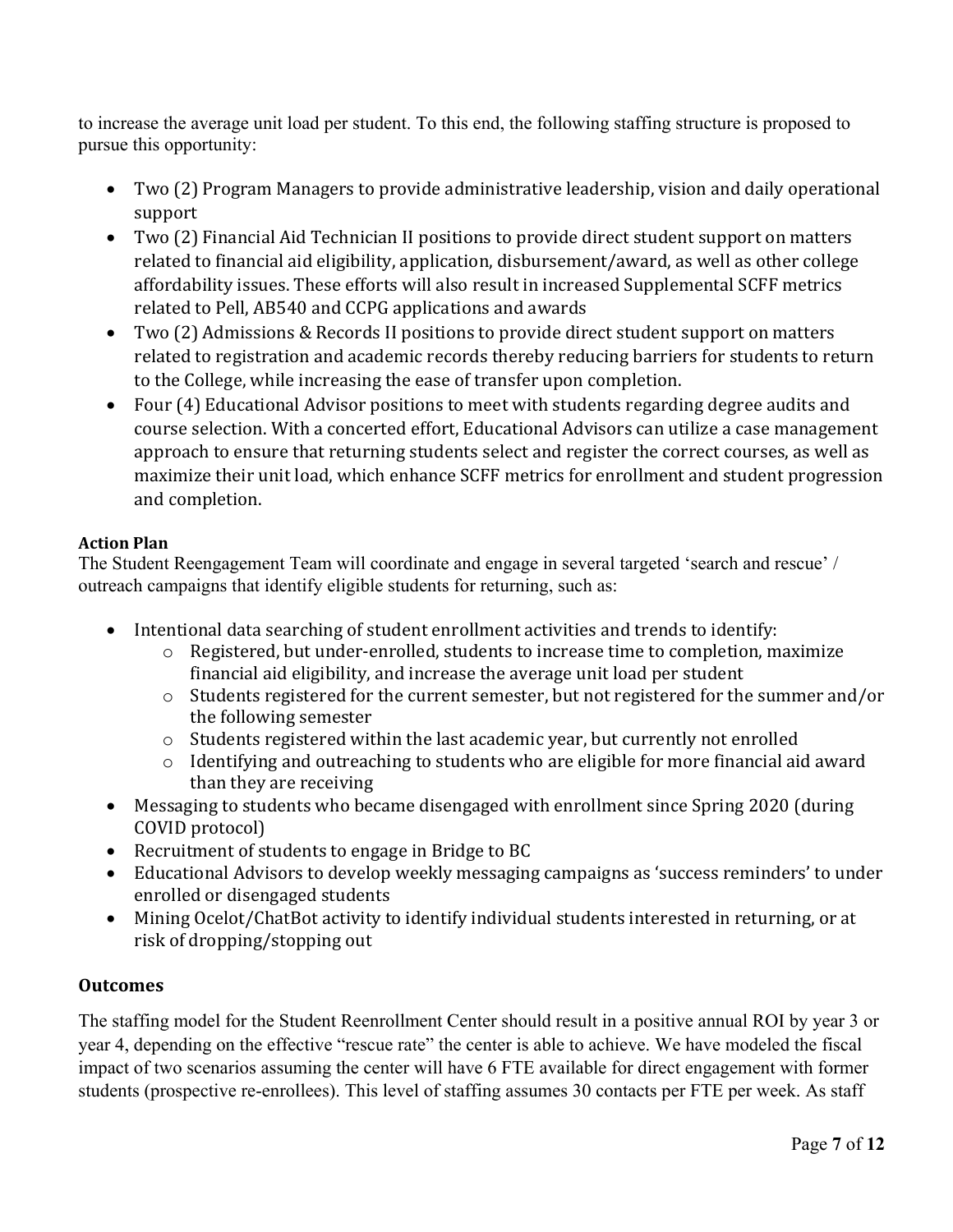to increase the average unit load per student. To this end, the following staffing structure is proposed to pursue this opportunity:

- Two (2) Program Managers to provide administrative leadership, vision and daily operational support
- Two (2) Financial Aid Technician II positions to provide direct student support on matters related to financial aid eligibility, application, disbursement/award, as well as other college affordability issues. These efforts will also result in increased Supplemental SCFF metrics related to Pell, AB540 and CCPG applications and awards
- Two (2) Admissions & Records II positions to provide direct student support on matters related to registration and academic records thereby reducing barriers for students to return to the College, while increasing the ease of transfer upon completion.
- Four (4) Educational Advisor positions to meet with students regarding degree audits and course selection. With a concerted effort, Educational Advisors can utilize a case management approach to ensure that returning students select and register the correct courses, as well as maximize their unit load, which enhance SCFF metrics for enrollment and student progression and completion.

**Action Plan**

The Student Reengagement Team will coordinate and engage in several targeted 'search and rescue' / outreach campaigns that identify eligible students for returning, such as:

- Intentional data searching of student enrollment activities and trends to identify:
  - Registered, but under-enrolled, students to increase time to completion, maximize financial aid eligibility, and increase the average unit load per student
  - Students registered for the current semester, but not registered for the summer and/or the following semester
  - Students registered within the last academic year, but currently not enrolled
  - Identifying and outreaching to students who are eligible for more financial aid award than they are receiving
- Messaging to students who became disengaged with enrollment since Spring 2020 (during COVID protocol)
- Recruitment of students to engage in Bridge to BC
- Educational Advisors to develop weekly messaging campaigns as 'success reminders' to under enrolled or disengaged students
- Mining Ocelot/ChatBot activity to identify individual students interested in returning, or at risk of dropping/stopping out

## Outcomes

The staffing model for the Student Reenrollment Center should result in a positive annual ROI by year 3 or year 4, depending on the effective "rescue rate" the center is able to achieve. We have modeled the fiscal impact of two scenarios assuming the center will have 6 FTE available for direct engagement with former students (prospective re-enrollees). This level of staffing assumes 30 contacts per FTE per week. As staff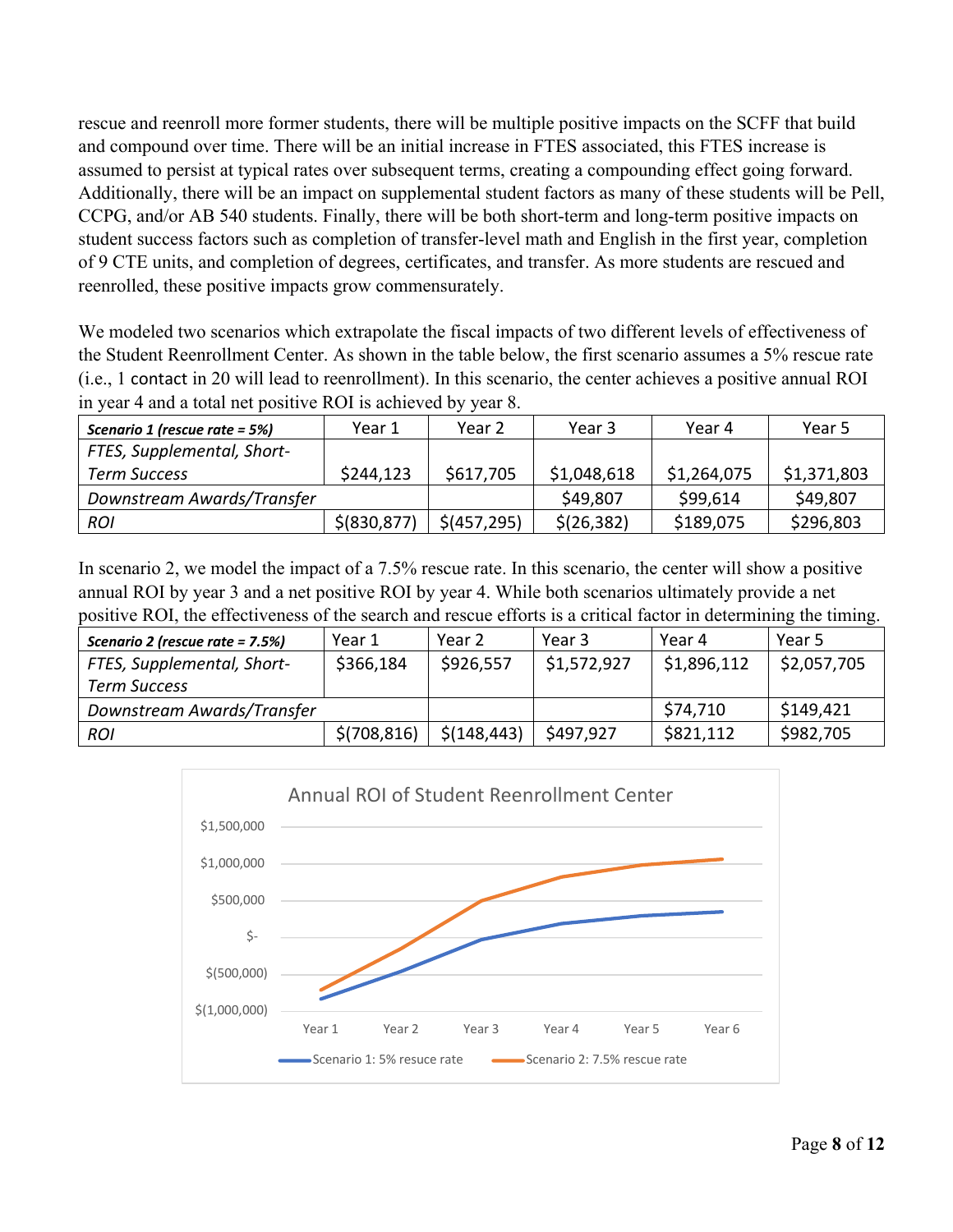rescue and reenroll more former students, there will be multiple positive impacts on the SCFF that build and compound over time. There will be an initial increase in FTES associated, this FTES increase is assumed to persist at typical rates over subsequent terms, creating a compounding effect going forward. Additionally, there will be an impact on supplemental student factors as many of these students will be Pell, CCPG, and/or AB 540 students. Finally, there will be both short-term and long-term positive impacts on student success factors such as completion of transfer-level math and English in the first year, completion of 9 CTE units, and completion of degrees, certificates, and transfer. As more students are rescued and reenrolled, these positive impacts grow commensurately.

We modeled two scenarios which extrapolate the fiscal impacts of two different levels of effectiveness of the Student Reenrollment Center. As shown in the table below, the first scenario assumes a 5% rescue rate (i.e., 1 contact in 20 will lead to reenrollment). In this scenario, the center achieves a positive annual ROI in year 4 and a total net positive ROI is achieved by year 8.

| ***Scenario 1 (rescue rate = 5%)*** | Year 1 | Year 2 | Year 3 | Year 4 | Year 5 |
|---|---|---|---|---|---|
| *FTES, Supplemental, Short-Term Success* | $244,123 | $617,705 | $1,048,618 | $1,264,075 | $1,371,803 |
| *Downstream Awards/Transfer* | | | $49,807 | $99,614 | $49,807 |
| *ROI* | $(830,877) | $(457,295) | $(26,382) | $189,075 | $296,803 |

In scenario 2, we model the impact of a 7.5% rescue rate. In this scenario, the center will show a positive annual ROI by year 3 and a net positive ROI by year 4. While both scenarios ultimately provide a net positive ROI, the effectiveness of the search and rescue efforts is a critical factor in determining the timing.

| ***Scenario 2 (rescue rate = 7.5%)*** | Year 1 | Year 2 | Year 3 | Year 4 | Year 5 |
|---|---|---|---|---|---|
| *FTES, Supplemental, Short-Term Success* | $366,184 | $926,557 | $1,572,927 | $1,896,112 | $2,057,705 |
| *Downstream Awards/Transfer* | | | | $74,710 | $149,421 |
| *ROI* | $(708,816) | $(148,443) | $497,927 | $821,112 | $982,705 |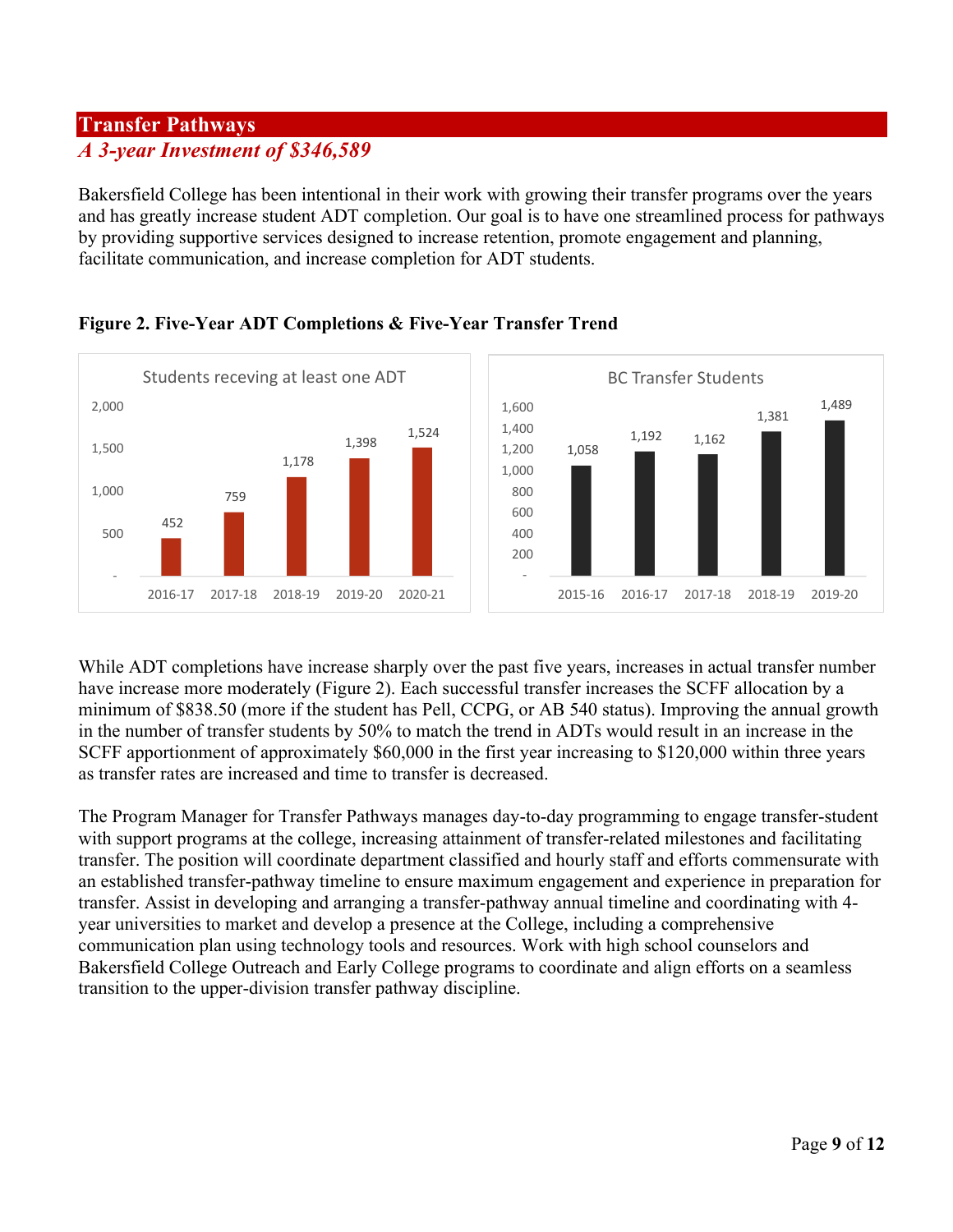## Transfer Pathways

*A 3-year Investment of $346,589*

Bakersfield College has been intentional in their work with growing their transfer programs over the years and has greatly increase student ADT completion. Our goal is to have one streamlined process for pathways by providing supportive services designed to increase retention, promote engagement and planning, facilitate communication, and increase completion for ADT students.

**Figure 2. Five-Year ADT Completions & Five-Year Transfer Trend**

Students receving at least one ADT

| Year | Students |
|---|---|
| 2016-17 | 452 |
| 2017-18 | 759 |
| 2018-19 | 1,178 |
| 2019-20 | 1,398 |
| 2020-21 | 1,524 |

BC Transfer Students

| Year | Students |
|---|---|
| 2015-16 | 1,058 |
| 2016-17 | 1,192 |
| 2017-18 | 1,162 |
| 2018-19 | 1,381 |
| 2019-20 | 1,489 |

While ADT completions have increase sharply over the past five years, increases in actual transfer number have increase more moderately (Figure 2). Each successful transfer increases the SCFF allocation by a minimum of $838.50 (more if the student has Pell, CCPG, or AB 540 status). Improving the annual growth in the number of transfer students by 50% to match the trend in ADTs would result in an increase in the SCFF apportionment of approximately $60,000 in the first year increasing to $120,000 within three years as transfer rates are increased and time to transfer is decreased.

The Program Manager for Transfer Pathways manages day-to-day programming to engage transfer-student with support programs at the college, increasing attainment of transfer-related milestones and facilitating transfer. The position will coordinate department classified and hourly staff and efforts commensurate with an established transfer-pathway timeline to ensure maximum engagement and experience in preparation for transfer. Assist in developing and arranging a transfer-pathway annual timeline and coordinating with 4-year universities to market and develop a presence at the College, including a comprehensive communication plan using technology tools and resources. Work with high school counselors and Bakersfield College Outreach and Early College programs to coordinate and align efforts on a seamless transition to the upper-division transfer pathway discipline.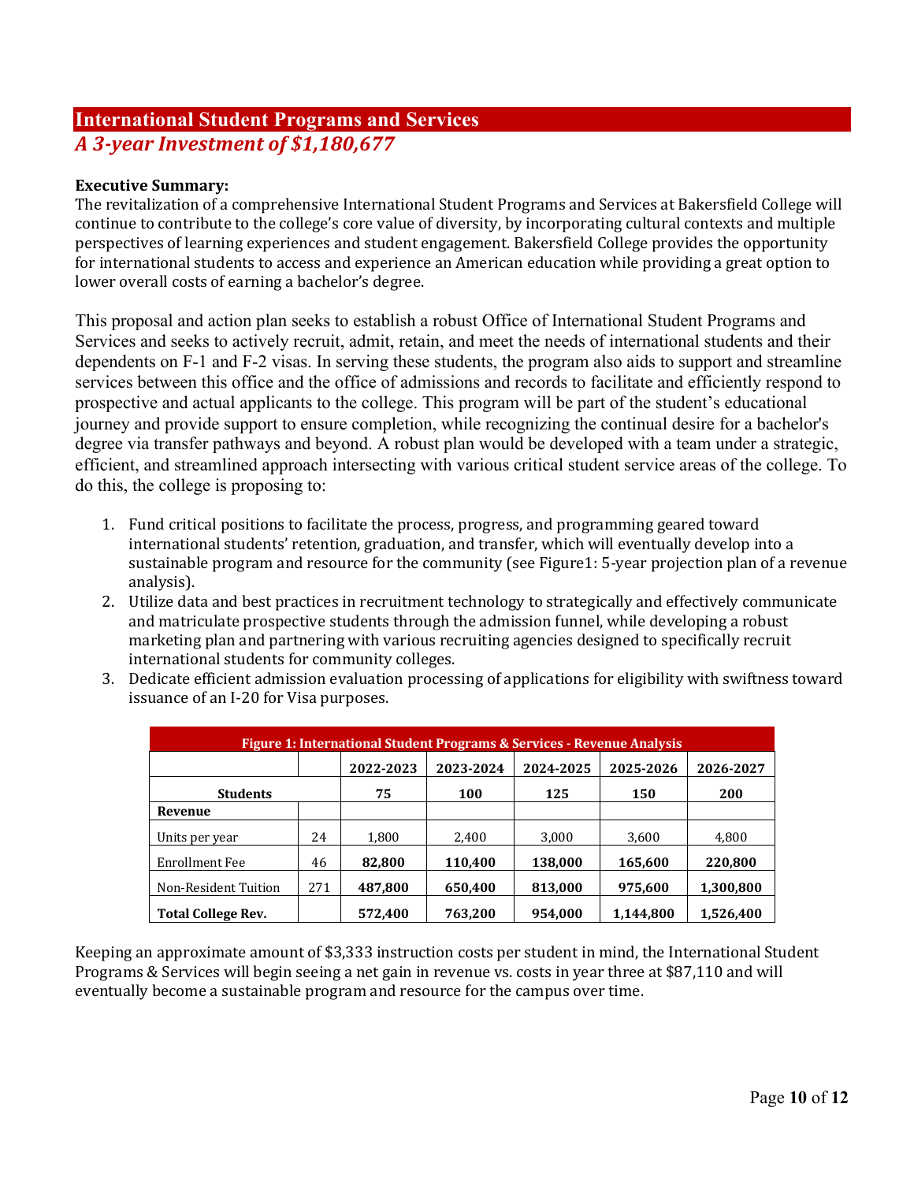## International Student Programs and Services

### *A 3-year Investment of $1,180,677*

**Executive Summary:**
The revitalization of a comprehensive International Student Programs and Services at Bakersfield College will continue to contribute to the college's core value of diversity, by incorporating cultural contexts and multiple perspectives of learning experiences and student engagement. Bakersfield College provides the opportunity for international students to access and experience an American education while providing a great option to lower overall costs of earning a bachelor's degree.

This proposal and action plan seeks to establish a robust Office of International Student Programs and Services and seeks to actively recruit, admit, retain, and meet the needs of international students and their dependents on F-1 and F-2 visas. In serving these students, the program also aids to support and streamline services between this office and the office of admissions and records to facilitate and efficiently respond to prospective and actual applicants to the college. This program will be part of the student's educational journey and provide support to ensure completion, while recognizing the continual desire for a bachelor's degree via transfer pathways and beyond. A robust plan would be developed with a team under a strategic, efficient, and streamlined approach intersecting with various critical student service areas of the college. To do this, the college is proposing to:

1. Fund critical positions to facilitate the process, progress, and programming geared toward international students' retention, graduation, and transfer, which will eventually develop into a sustainable program and resource for the community (see Figure1: 5-year projection plan of a revenue analysis).
2. Utilize data and best practices in recruitment technology to strategically and effectively communicate and matriculate prospective students through the admission funnel, while developing a robust marketing plan and partnering with various recruiting agencies designed to specifically recruit international students for community colleges.
3. Dedicate efficient admission evaluation processing of applications for eligibility with swiftness toward issuance of an I-20 for Visa purposes.

**Figure 1: International Student Programs & Services - Revenue Analysis**

| | | 2022-2023 | 2023-2024 | 2024-2025 | 2025-2026 | 2026-2027 |
|---|---|---|---|---|---|---|
| **Students** | | **75** | **100** | **125** | **150** | **200** |
| **Revenue** | | | | | | |
| Units per year | 24 | 1,800 | 2,400 | 3,000 | 3,600 | 4,800 |
| Enrollment Fee | 46 | **82,800** | **110,400** | **138,000** | **165,600** | **220,800** |
| Non-Resident Tuition | 271 | **487,800** | **650,400** | **813,000** | **975,600** | **1,300,800** |
| **Total College Rev.** | | **572,400** | **763,200** | **954,000** | **1,144,800** | **1,526,400** |

Keeping an approximate amount of $3,333 instruction costs per student in mind, the International Student Programs & Services will begin seeing a net gain in revenue vs. costs in year three at $87,110 and will eventually become a sustainable program and resource for the campus over time.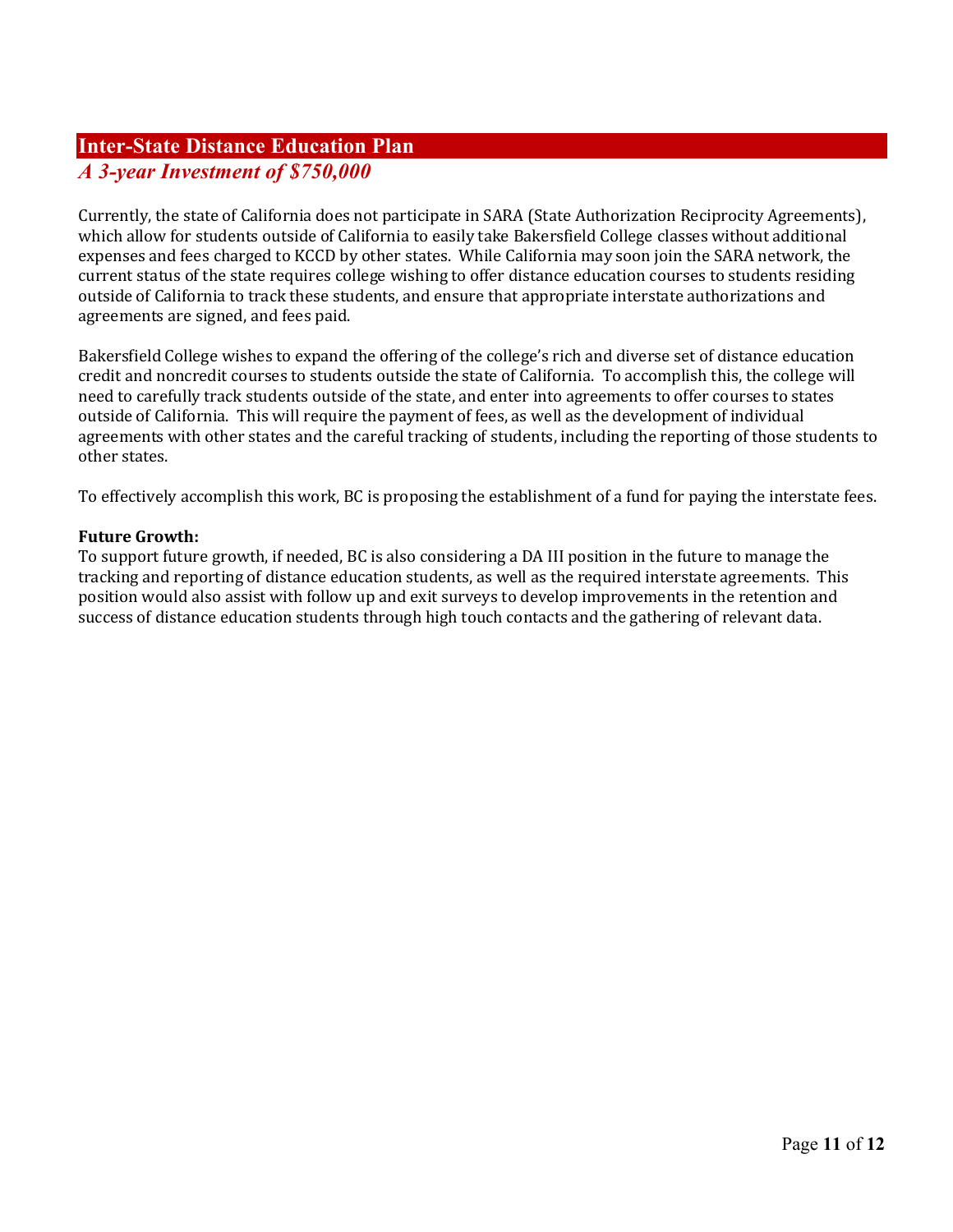## Inter-State Distance Education Plan

### *A 3-year Investment of $750,000*

Currently, the state of California does not participate in SARA (State Authorization Reciprocity Agreements), which allow for students outside of California to easily take Bakersfield College classes without additional expenses and fees charged to KCCD by other states. While California may soon join the SARA network, the current status of the state requires college wishing to offer distance education courses to students residing outside of California to track these students, and ensure that appropriate interstate authorizations and agreements are signed, and fees paid.

Bakersfield College wishes to expand the offering of the college's rich and diverse set of distance education credit and noncredit courses to students outside the state of California. To accomplish this, the college will need to carefully track students outside of the state, and enter into agreements to offer courses to states outside of California. This will require the payment of fees, as well as the development of individual agreements with other states and the careful tracking of students, including the reporting of those students to other states.

To effectively accomplish this work, BC is proposing the establishment of a fund for paying the interstate fees.

**Future Growth:**
To support future growth, if needed, BC is also considering a DA III position in the future to manage the tracking and reporting of distance education students, as well as the required interstate agreements. This position would also assist with follow up and exit surveys to develop improvements in the retention and success of distance education students through high touch contacts and the gathering of relevant data.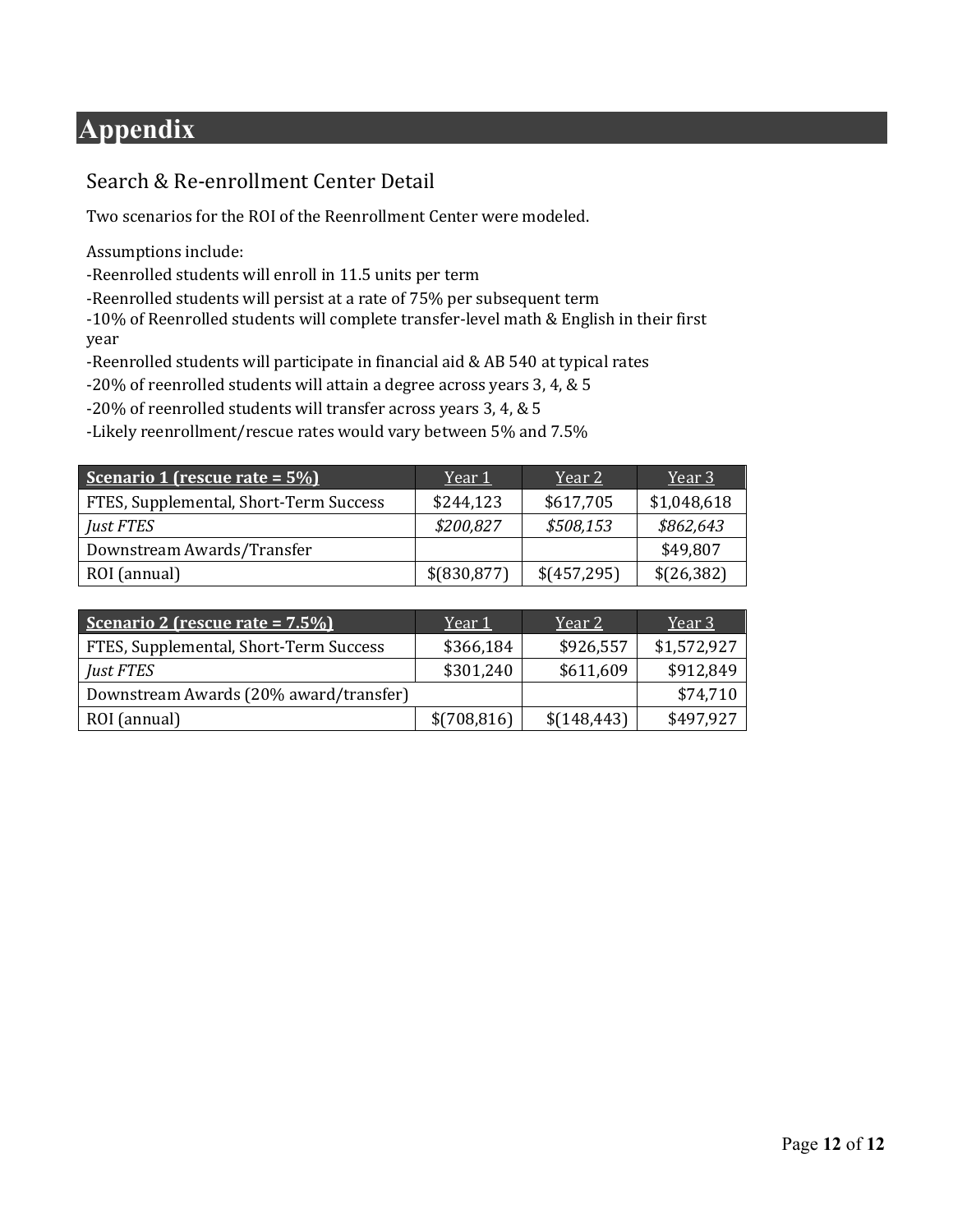# Appendix

## Search & Re-enrollment Center Detail

Two scenarios for the ROI of the Reenrollment Center were modeled.

Assumptions include:

- Reenrolled students will enroll in 11.5 units per term
- Reenrolled students will persist at a rate of 75% per subsequent term
- 10% of Reenrolled students will complete transfer-level math & English in their first year
- Reenrolled students will participate in financial aid & AB 540 at typical rates
- 20% of reenrolled students will attain a degree across years 3, 4, & 5
- 20% of reenrolled students will transfer across years 3, 4, & 5
- Likely reenrollment/rescue rates would vary between 5% and 7.5%

| **Scenario 1 (rescue rate = 5%)** | Year 1 | Year 2 | Year 3 |
|---|---|---|---|
| FTES, Supplemental, Short-Term Success | $244,123 | $617,705 | $1,048,618 |
| *Just FTES* | *$200,827* | *$508,153* | *$862,643* |
| Downstream Awards/Transfer | | | $49,807 |
| ROI (annual) | $(830,877) | $(457,295) | $(26,382) |

| **Scenario 2 (rescue rate = 7.5%)** | Year 1 | Year 2 | Year 3 |
|---|---|---|---|
| FTES, Supplemental, Short-Term Success | $366,184 | $926,557 | $1,572,927 |
| *Just FTES* | $301,240 | $611,609 | $912,849 |
| Downstream Awards (20% award/transfer) | | | $74,710 |
| ROI (annual) | $(708,816) | $(148,443) | $497,927 |